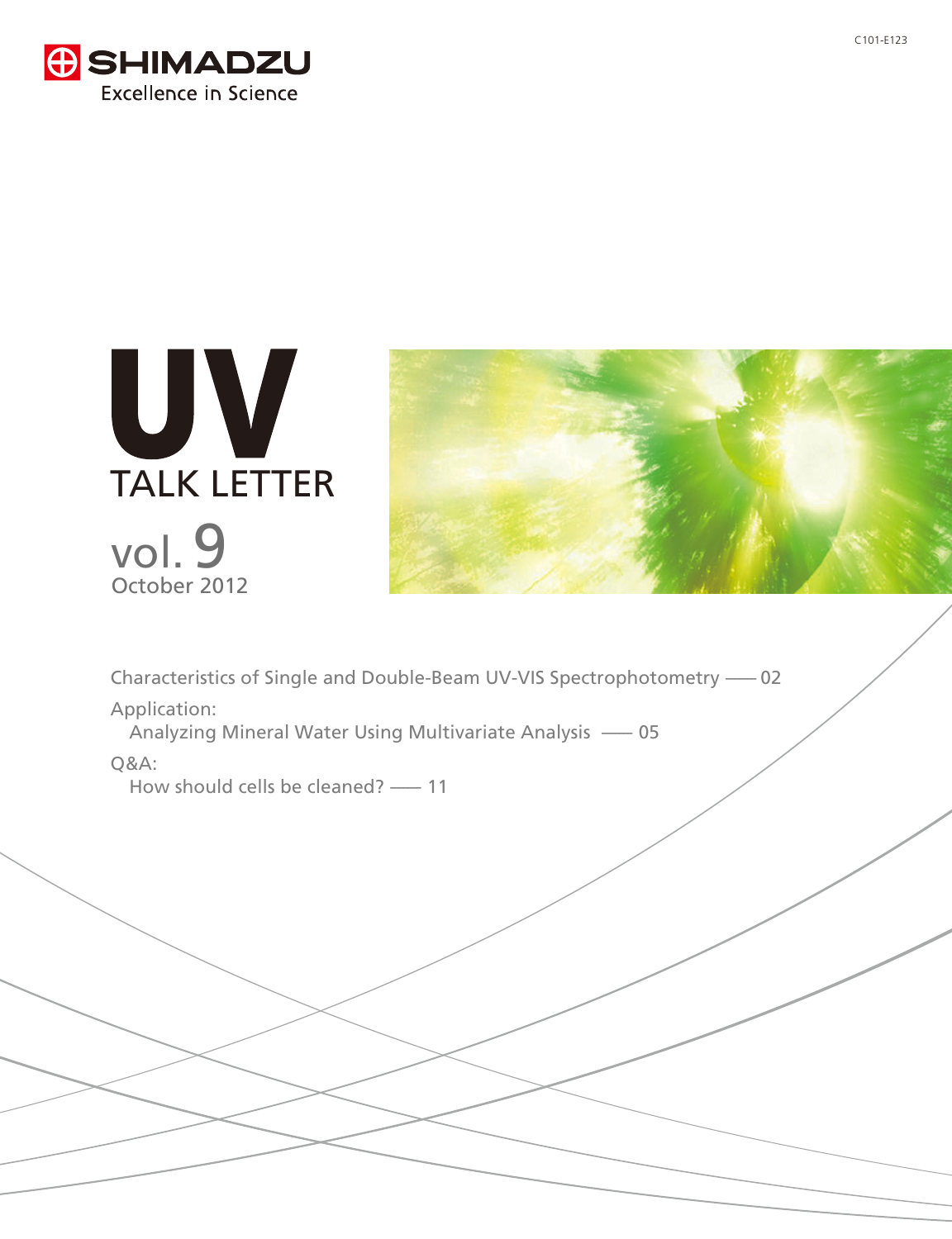C101-E123

SHIMADZU

Excellence in Science

# UV TALK LETTER

vol. 9

October 2012

Characteristics of Single and Double-Beam UV-VIS Spectrophotometry —— 02

Application:

Analyzing Mineral Water Using Multivariate Analysis —— 05

Q&A:

How should cells be cleaned? —— 11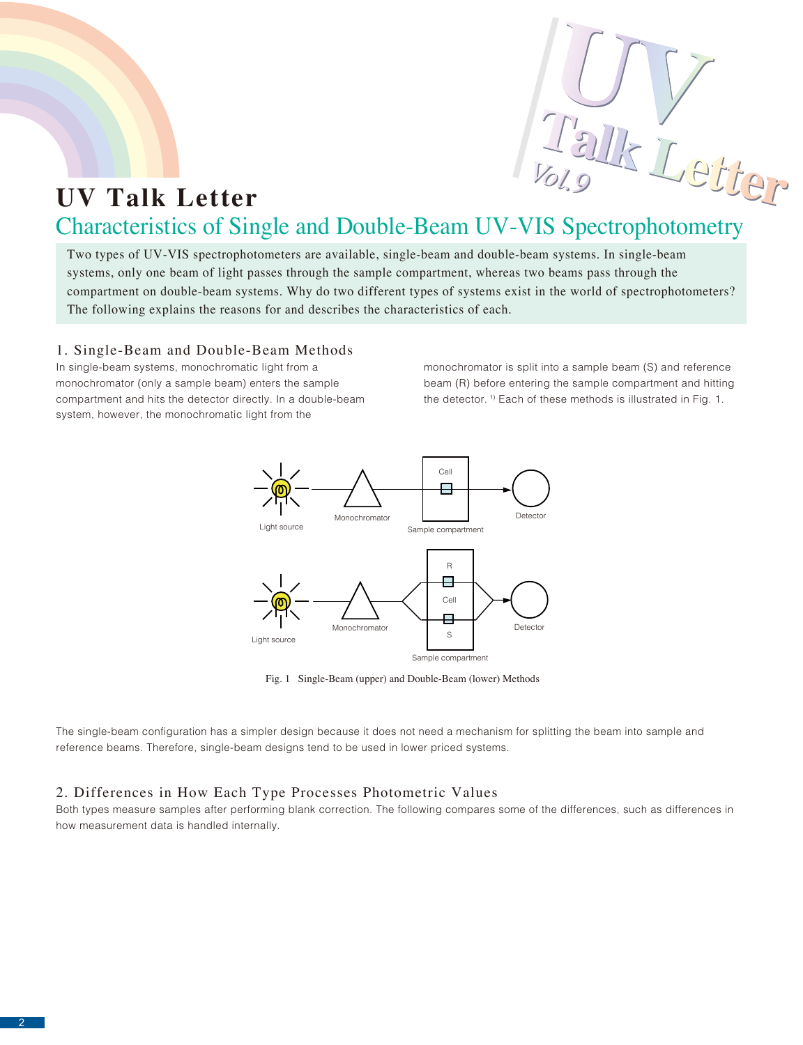# UV Talk Letter

## Characteristics of Single and Double-Beam UV-VIS Spectrophotometry

Two types of UV-VIS spectrophotometers are available, single-beam and double-beam systems. In single-beam systems, only one beam of light passes through the sample compartment, whereas two beams pass through the compartment on double-beam systems. Why do two different types of systems exist in the world of spectrophotometers? The following explains the reasons for and describes the characteristics of each.

### 1. Single-Beam and Double-Beam Methods

In single-beam systems, monochromatic light from a monochromator (only a sample beam) enters the sample compartment and hits the detector directly. In a double-beam system, however, the monochromatic light from the monochromator is split into a sample beam (S) and reference beam (R) before entering the sample compartment and hitting the detector. [1] Each of these methods is illustrated in Fig. 1.

Fig. 1 Single-Beam (upper) and Double-Beam (lower) Methods

The single-beam configuration has a simpler design because it does not need a mechanism for splitting the beam into sample and reference beams. Therefore, single-beam designs tend to be used in lower priced systems.

### 2. Differences in How Each Type Processes Photometric Values

Both types measure samples after performing blank correction. The following compares some of the differences, such as differences in how measurement data is handled internally.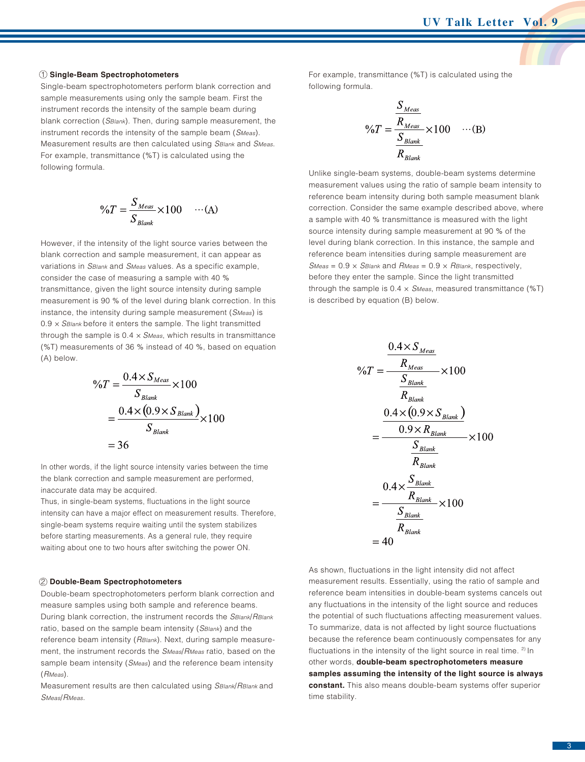### ① Single-Beam Spectrophotometers

Single-beam spectrophotometers perform blank correction and sample measurements using only the sample beam. First the instrument records the intensity of the sample beam during blank correction ($S_{Blank}$). Then, during sample measurement, the instrument records the intensity of the sample beam ($S_{Meas}$). Measurement results are then calculated using $S_{Blank}$ and $S_{Meas}$. For example, transmittance (%T) is calculated using the following formula.

$$\%T = \frac{S_{Meas}}{S_{Blank}} \times 100 \quad \cdots \text{(A)}$$

However, if the intensity of the light source varies between the blank correction and sample measurement, it can appear as variations in $S_{Blank}$ and $S_{Meas}$ values. As a specific example, consider the case of measuring a sample with 40 % transmittance, given the light source intensity during sample measurement is 90 % of the level during blank correction. In this instance, the intensity during sample measurement ($S_{Meas}$) is $0.9 \times S_{Blank}$ before it enters the sample. The light transmitted through the sample is $0.4 \times S_{Meas}$, which results in transmittance (%T) measurements of 36 % instead of 40 %, based on equation (A) below.

$$\begin{aligned}
\%T &= \frac{0.4 \times S_{Meas}}{S_{Blank}} \times 100 \\
&= \frac{0.4 \times (0.9 \times S_{Blank})}{S_{Blank}} \times 100 \\
&= 36
\end{aligned}$$

In other words, if the light source intensity varies between the time the blank correction and sample measurement are performed, inaccurate data may be acquired.
Thus, in single-beam systems, fluctuations in the light source intensity can have a major effect on measurement results. Therefore, single-beam systems require waiting until the system stabilizes before starting measurements. As a general rule, they require waiting about one to two hours after switching the power ON.

### ② Double-Beam Spectrophotometers

Double-beam spectrophotometers perform blank correction and measure samples using both sample and reference beams. During blank correction, the instrument records the $S_{Blank}/R_{Blank}$ ratio, based on the sample beam intensity ($S_{Blank}$) and the reference beam intensity ($R_{Blank}$). Next, during sample measurement, the instrument records the $S_{Meas}/R_{Meas}$ ratio, based on the sample beam intensity ($S_{Meas}$) and the reference beam intensity ($R_{Meas}$).
Measurement results are then calculated using $S_{Blank}/R_{Blank}$ and $S_{Meas}/R_{Meas}$.

For example, transmittance (%T) is calculated using the following formula.

$$\%T = \frac{\dfrac{S_{Meas}}{R_{Meas}}}{\dfrac{S_{Blank}}{R_{Blank}}} \times 100 \quad \cdots \text{(B)}$$

Unlike single-beam systems, double-beam systems determine measurement values using the ratio of sample beam intensity to reference beam intensity during both sample measument blank correction. Consider the same example described above, where a sample with 40 % transmittance is measured with the light source intensity during sample measurement at 90 % of the level during blank correction. In this instance, the sample and reference beam intensities during sample measurement are $S_{Meas} = 0.9 \times S_{Blank}$ and $R_{Meas} = 0.9 \times R_{Blank}$, respectively, before they enter the sample. Since the light transmitted through the sample is $0.4 \times S_{Meas}$, measured transmittance (%T) is described by equation (B) below.

$$\begin{aligned}
\%T &= \frac{\dfrac{0.4 \times S_{Meas}}{R_{Meas}}}{\dfrac{S_{Blank}}{R_{Blank}}} \times 100 \\
&= \frac{\dfrac{0.4 \times (0.9 \times S_{Blank})}{0.9 \times R_{Blank}}}{\dfrac{S_{Blank}}{R_{Blank}}} \times 100 \\
&= \frac{0.4 \times \dfrac{S_{Blank}}{R_{Blank}}}{\dfrac{S_{Blank}}{R_{Blank}}} \times 100 \\
&= 40
\end{aligned}$$

As shown, fluctuations in the light intensity did not affect measurement results. Essentially, using the ratio of sample and reference beam intensities in double-beam systems cancels out any fluctuations in the intensity of the light source and reduces the potential of such fluctuations affecting measurement values. To summarize, data is not affected by light source fluctuations because the reference beam continuously compensates for any fluctuations in the intensity of the light source in real time. [2] In other words, **double-beam spectrophotometers measure samples assuming the intensity of the light source is always constant.** This also means double-beam systems offer superior time stability.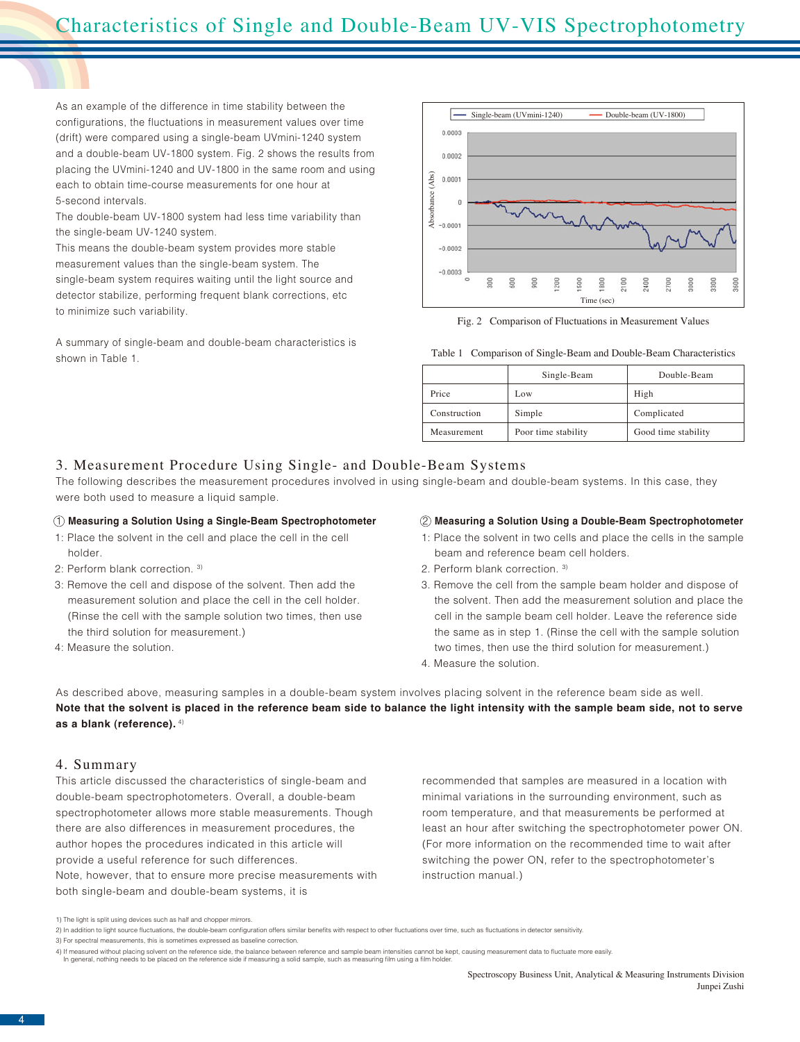# Characteristics of Single and Double-Beam UV-VIS Spectrophotometry

As an example of the difference in time stability between the configurations, the fluctuations in measurement values over time (drift) were compared using a single-beam UVmini-1240 system and a double-beam UV-1800 system. Fig. 2 shows the results from placing the UVmini-1240 and UV-1800 in the same room and using each to obtain time-course measurements for one hour at 5-second intervals.

The double-beam UV-1800 system had less time variability than the single-beam UV-1240 system.

This means the double-beam system provides more stable measurement values than the single-beam system. The single-beam system requires waiting until the light source and detector stabilize, performing frequent blank corrections, etc to minimize such variability.

A summary of single-beam and double-beam characteristics is shown in Table 1.

Fig. 2 Comparison of Fluctuations in Measurement Values

Table 1 Comparison of Single-Beam and Double-Beam Characteristics

| | Single-Beam | Double-Beam |
|---|---|---|
| Price | Low | High |
| Construction | Simple | Complicated |
| Measurement | Poor time stability | Good time stability |

## 3. Measurement Procedure Using Single- and Double-Beam Systems

The following describes the measurement procedures involved in using single-beam and double-beam systems. In this case, they were both used to measure a liquid sample.

**① Measuring a Solution Using a Single-Beam Spectrophotometer**

1: Place the solvent in the cell and place the cell in the cell holder.

2: Perform blank correction. [3)]

3: Remove the cell and dispose of the solvent. Then add the measurement solution and place the cell in the cell holder. (Rinse the cell with the sample solution two times, then use the third solution for measurement.)

4: Measure the solution.

**② Measuring a Solution Using a Double-Beam Spectrophotometer**

1: Place the solvent in two cells and place the cells in the sample beam and reference beam cell holders.

2. Perform blank correction. [3)]

3. Remove the cell from the sample beam holder and dispose of the solvent. Then add the measurement solution and place the cell in the sample beam cell holder. Leave the reference side the same as in step 1. (Rinse the cell with the sample solution two times, then use the third solution for measurement.)

4. Measure the solution.

As described above, measuring samples in a double-beam system involves placing solvent in the reference beam side as well. **Note that the solvent is placed in the reference beam side to balance the light intensity with the sample beam side, not to serve as a blank (reference).** [4)]

## 4. Summary

This article discussed the characteristics of single-beam and double-beam spectrophotometers. Overall, a double-beam spectrophotometer allows more stable measurements. Though there are also differences in measurement procedures, the author hopes the procedures indicated in this article will provide a useful reference for such differences.

Note, however, that to ensure more precise measurements with both single-beam and double-beam systems, it is recommended that samples are measured in a location with minimal variations in the surrounding environment, such as room temperature, and that measurements be performed at least an hour after switching the spectrophotometer power ON. (For more information on the recommended time to wait after switching the power ON, refer to the spectrophotometer's instruction manual.)

1) The light is split using devices such as half and chopper mirrors.
2) In addition to light source fluctuations, the double-beam configuration offers similar benefits with respect to other fluctuations over time, such as fluctuations in detector sensitivity.
3) For spectral measurements, this is sometimes expressed as baseline correction.
4) If measured without placing solvent on the reference side, the balance between reference and sample beam intensities cannot be kept, causing measurement data to fluctuate more easily. In general, nothing needs to be placed on the reference side if measuring a solid sample, such as measuring film using a film holder.

Spectroscopy Business Unit, Analytical & Measuring Instruments Division
Junpei Zushi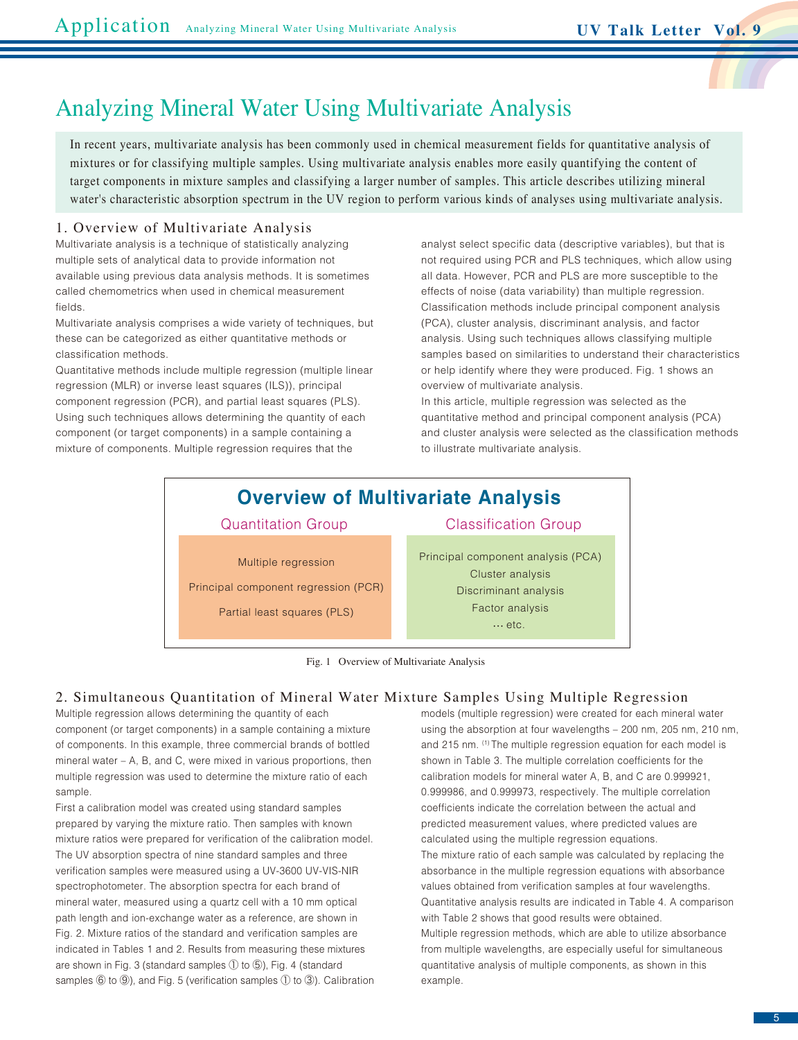# Analyzing Mineral Water Using Multivariate Analysis

In recent years, multivariate analysis has been commonly used in chemical measurement fields for quantitative analysis of mixtures or for classifying multiple samples. Using multivariate analysis enables more easily quantifying the content of target components in mixture samples and classifying a larger number of samples. This article describes utilizing mineral water's characteristic absorption spectrum in the UV region to perform various kinds of analyses using multivariate analysis.

## 1. Overview of Multivariate Analysis

Multivariate analysis is a technique of statistically analyzing multiple sets of analytical data to provide information not available using previous data analysis methods. It is sometimes called chemometrics when used in chemical measurement fields.

Multivariate analysis comprises a wide variety of techniques, but these can be categorized as either quantitative methods or classification methods.

Quantitative methods include multiple regression (multiple linear regression (MLR) or inverse least squares (ILS)), principal component regression (PCR), and partial least squares (PLS). Using such techniques allows determining the quantity of each component (or target components) in a sample containing a mixture of components. Multiple regression requires that the analyst select specific data (descriptive variables), but that is not required using PCR and PLS techniques, which allow using all data. However, PCR and PLS are more susceptible to the effects of noise (data variability) than multiple regression.

Classification methods include principal component analysis (PCA), cluster analysis, discriminant analysis, and factor analysis. Using such techniques allows classifying multiple samples based on similarities to understand their characteristics or help identify where they were produced. Fig. 1 shows an overview of multivariate analysis.

In this article, multiple regression was selected as the quantitative method and principal component analysis (PCA) and cluster analysis were selected as the classification methods to illustrate multivariate analysis.

**Overview of Multivariate Analysis**

| Quantitation Group | Classification Group |
|---|---|
| Multiple regression | Principal component analysis (PCA) |
| Principal component regression (PCR) | Cluster analysis |
| Partial least squares (PLS) | Discriminant analysis |
| | Factor analysis |
| | … etc. |

Fig. 1 Overview of Multivariate Analysis

## 2. Simultaneous Quantitation of Mineral Water Mixture Samples Using Multiple Regression

Multiple regression allows determining the quantity of each component (or target components) in a sample containing a mixture of components. In this example, three commercial brands of bottled mineral water – A, B, and C, were mixed in various proportions, then multiple regression was used to determine the mixture ratio of each sample.

First a calibration model was created using standard samples prepared by varying the mixture ratio. Then samples with known mixture ratios were prepared for verification of the calibration model. The UV absorption spectra of nine standard samples and three verification samples were measured using a UV-3600 UV-VIS-NIR spectrophotometer. The absorption spectra for each brand of mineral water, measured using a quartz cell with a 10 mm optical path length and ion-exchange water as a reference, are shown in Fig. 2. Mixture ratios of the standard and verification samples are indicated in Tables 1 and 2. Results from measuring these mixtures are shown in Fig. 3 (standard samples ① to ⑤), Fig. 4 (standard samples ⑥ to ⑨), and Fig. 5 (verification samples ① to ③). Calibration models (multiple regression) were created for each mineral water using the absorption at four wavelengths – 200 nm, 205 nm, 210 nm, and 215 nm. [1] The multiple regression equation for each model is shown in Table 3. The multiple correlation coefficients for the calibration models for mineral water A, B, and C are 0.999921, 0.999986, and 0.999973, respectively. The multiple correlation coefficients indicate the correlation between the actual and predicted measurement values, where predicted values are calculated using the multiple regression equations.

The mixture ratio of each sample was calculated by replacing the absorbance in the multiple regression equations with absorbance values obtained from verification samples at four wavelengths. Quantitative analysis results are indicated in Table 4. A comparison with Table 2 shows that good results were obtained.

Multiple regression methods, which are able to utilize absorbance from multiple wavelengths, are especially useful for simultaneous quantitative analysis of multiple components, as shown in this example.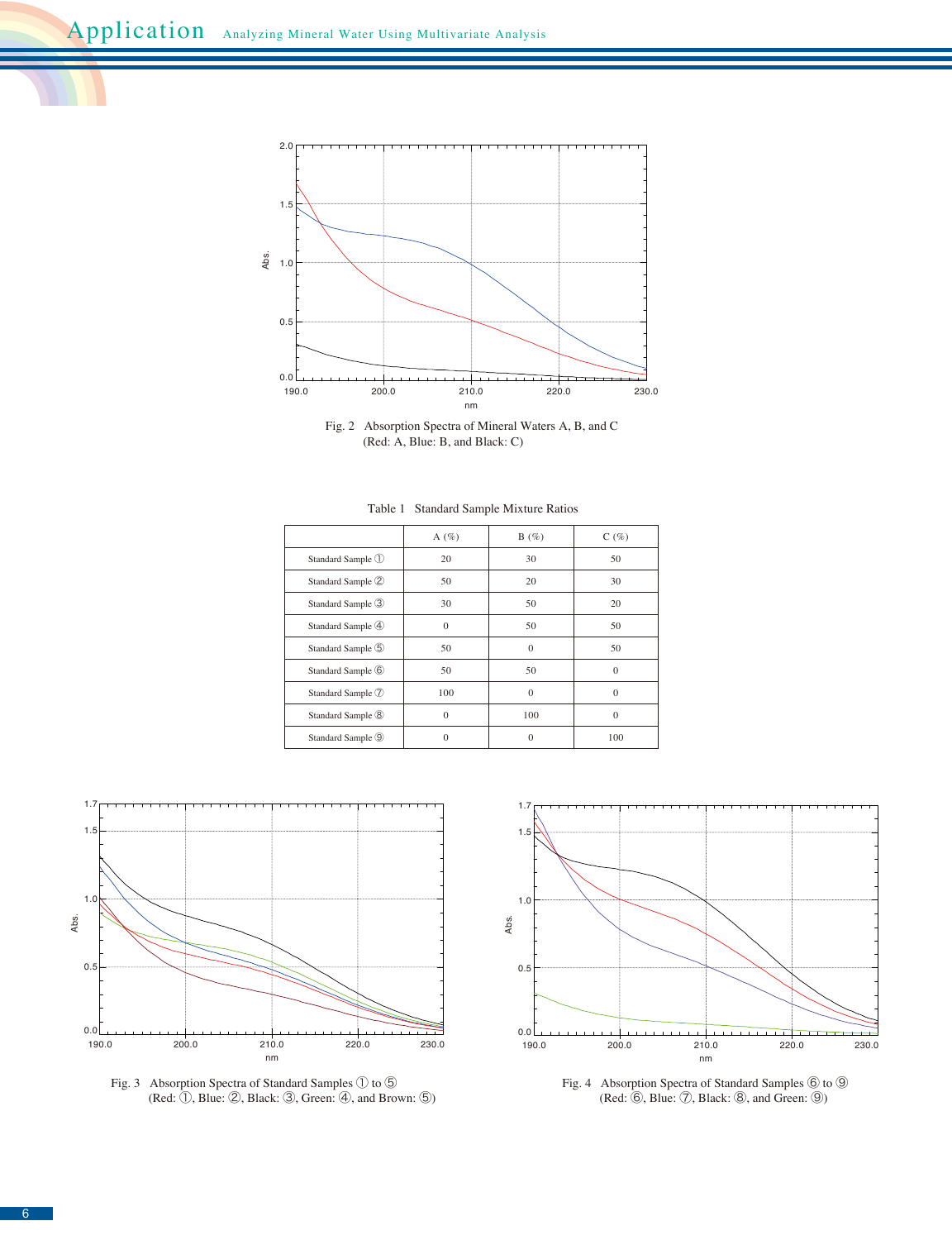Fig. 2 Absorption Spectra of Mineral Waters A, B, and C
(Red: A, Blue: B, and Black: C)

Table 1 Standard Sample Mixture Ratios

| | A (%) | B (%) | C (%) |
|---|---|---|---|
| Standard Sample ① | 20 | 30 | 50 |
| Standard Sample ② | 50 | 20 | 30 |
| Standard Sample ③ | 30 | 50 | 20 |
| Standard Sample ④ | 0 | 50 | 50 |
| Standard Sample ⑤ | 50 | 0 | 50 |
| Standard Sample ⑥ | 50 | 50 | 0 |
| Standard Sample ⑦ | 100 | 0 | 0 |
| Standard Sample ⑧ | 0 | 100 | 0 |
| Standard Sample ⑨ | 0 | 0 | 100 |

Fig. 3 Absorption Spectra of Standard Samples ① to ⑤
(Red: ①, Blue: ②, Black: ③, Green: ④, and Brown: ⑤)

Fig. 4 Absorption Spectra of Standard Samples ⑥ to ⑨
(Red: ⑥, Blue: ⑦, Black: ⑧, and Green: ⑨)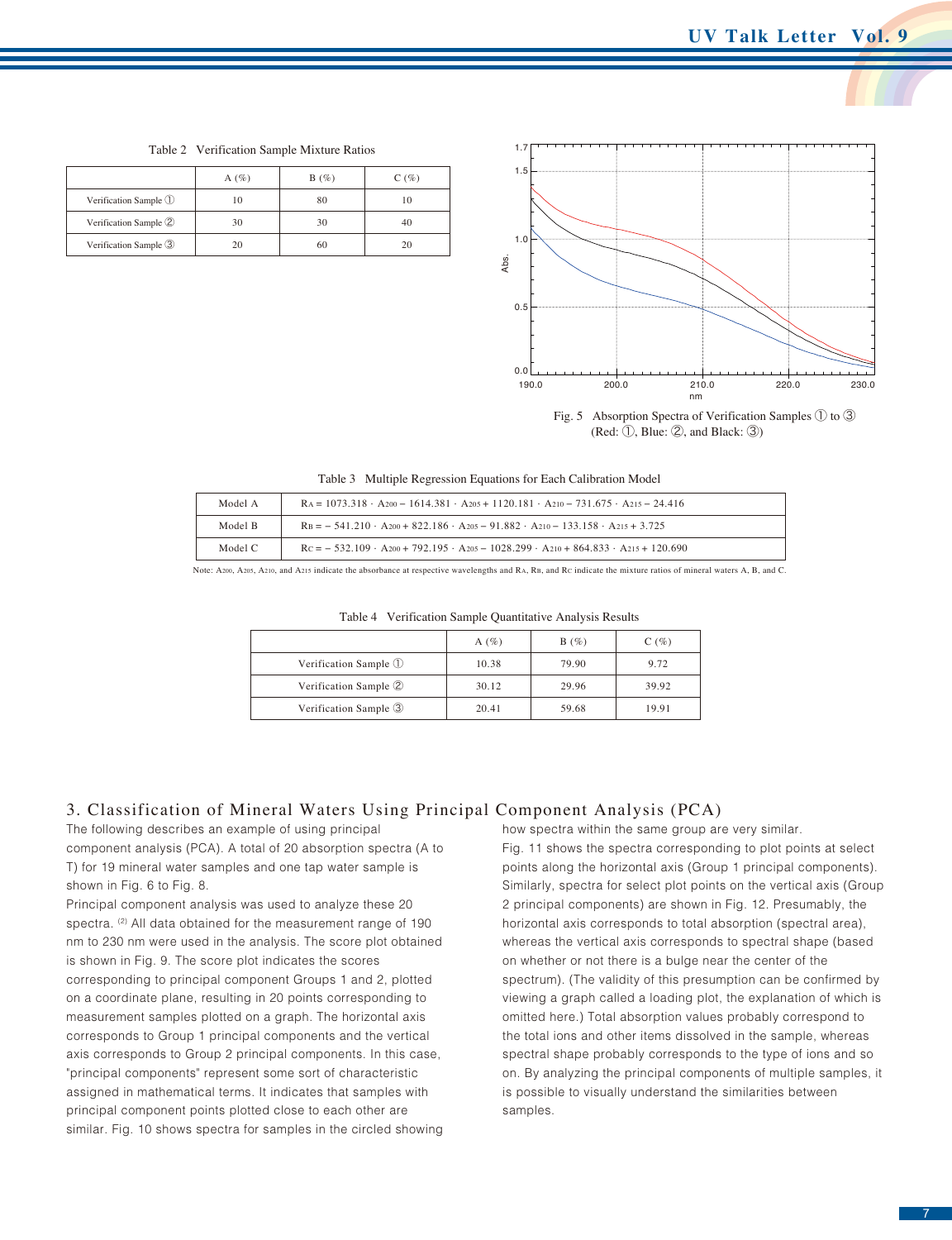Table 2 Verification Sample Mixture Ratios

| | A (%) | B (%) | C (%) |
|---|---|---|---|
| Verification Sample ① | 10 | 80 | 10 |
| Verification Sample ② | 30 | 30 | 40 |
| Verification Sample ③ | 20 | 60 | 20 |

Fig. 5 Absorption Spectra of Verification Samples ① to ③
(Red: ①, Blue: ②, and Black: ③)

Table 3 Multiple Regression Equations for Each Calibration Model

| | |
|---|---|
| Model A | $R_A = 1073.318 \cdot A_{200} - 1614.381 \cdot A_{205} + 1120.181 \cdot A_{210} - 731.675 \cdot A_{215} - 24.416$ |
| Model B | $R_B = -541.210 \cdot A_{200} + 822.186 \cdot A_{205} - 91.882 \cdot A_{210} - 133.158 \cdot A_{215} + 3.725$ |
| Model C | $R_C = -532.109 \cdot A_{200} + 792.195 \cdot A_{205} - 1028.299 \cdot A_{210} + 864.833 \cdot A_{215} + 120.690$ |

Note: $A_{200}$, $A_{205}$, $A_{210}$, and $A_{215}$ indicate the absorbance at respective wavelengths and $R_A$, $R_B$, and $R_C$ indicate the mixture ratios of mineral waters A, B, and C.

Table 4 Verification Sample Quantitative Analysis Results

| | A (%) | B (%) | C (%) |
|---|---|---|---|
| Verification Sample ① | 10.38 | 79.90 | 9.72 |
| Verification Sample ② | 30.12 | 29.96 | 39.92 |
| Verification Sample ③ | 20.41 | 59.68 | 19.91 |

## 3. Classification of Mineral Waters Using Principal Component Analysis (PCA)

The following describes an example of using principal component analysis (PCA). A total of 20 absorption spectra (A to T) for 19 mineral water samples and one tap water sample is shown in Fig. 6 to Fig. 8.

Principal component analysis was used to analyze these 20 spectra. [2] All data obtained for the measurement range of 190 nm to 230 nm were used in the analysis. The score plot obtained is shown in Fig. 9. The score plot indicates the scores corresponding to principal component Groups 1 and 2, plotted on a coordinate plane, resulting in 20 points corresponding to measurement samples plotted on a graph. The horizontal axis corresponds to Group 1 principal components and the vertical axis corresponds to Group 2 principal components. In this case, "principal components" represent some sort of characteristic assigned in mathematical terms. It indicates that samples with principal component points plotted close to each other are similar. Fig. 10 shows spectra for samples in the circled showing how spectra within the same group are very similar.

Fig. 11 shows the spectra corresponding to plot points at select points along the horizontal axis (Group 1 principal components). Similarly, spectra for select plot points on the vertical axis (Group 2 principal components) are shown in Fig. 12. Presumably, the horizontal axis corresponds to total absorption (spectral area), whereas the vertical axis corresponds to spectral shape (based on whether or not there is a bulge near the center of the spectrum). (The validity of this presumption can be confirmed by viewing a graph called a loading plot, the explanation of which is omitted here.) Total absorption values probably correspond to the total ions and other items dissolved in the sample, whereas spectral shape probably corresponds to the type of ions and so on. By analyzing the principal components of multiple samples, it is possible to visually understand the similarities between samples.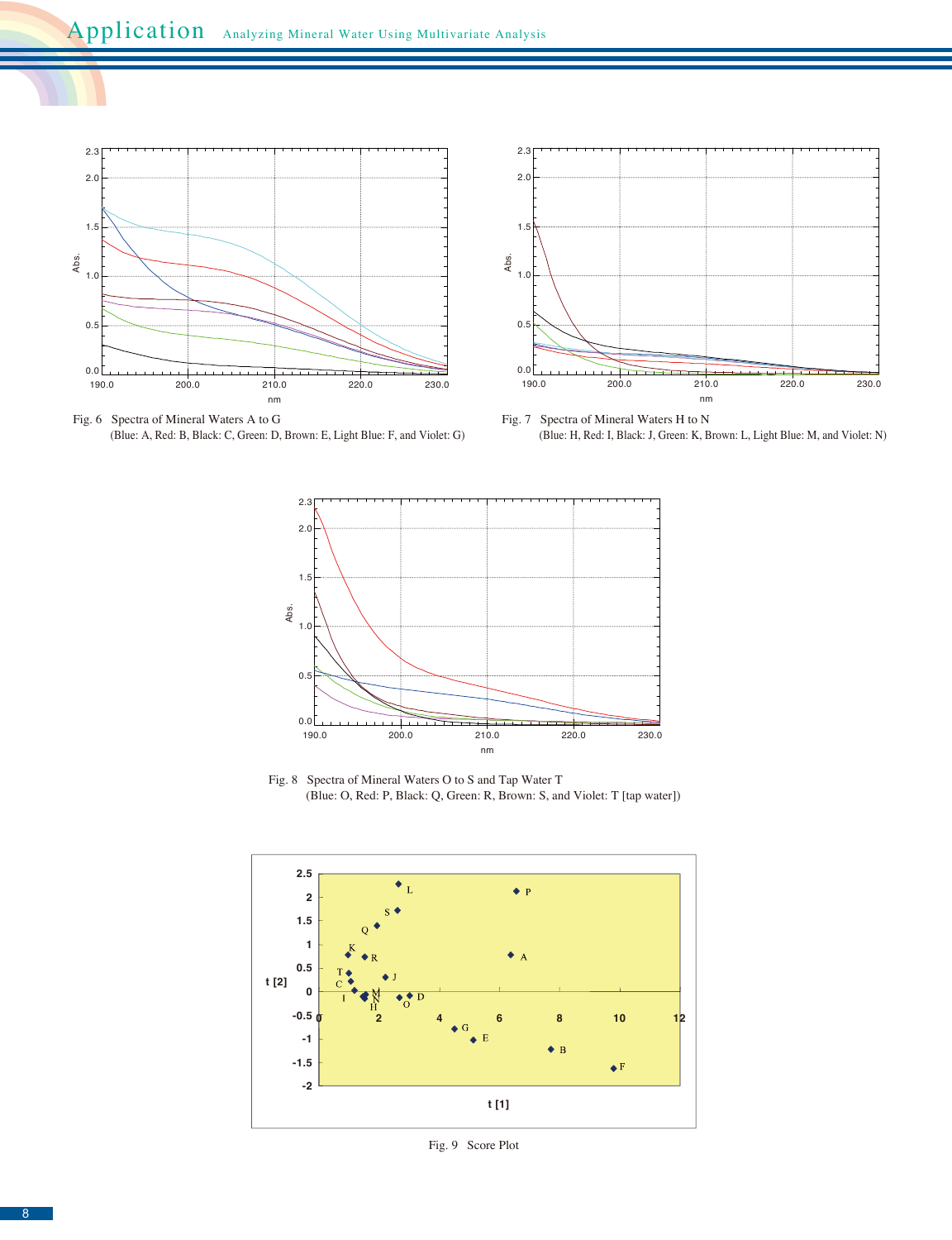Fig. 6 Spectra of Mineral Waters A to G
(Blue: A, Red: B, Black: C, Green: D, Brown: E, Light Blue: F, and Violet: G)

Fig. 7 Spectra of Mineral Waters H to N
(Blue: H, Red: I, Black: J, Green: K, Brown: L, Light Blue: M, and Violet: N)

Fig. 8 Spectra of Mineral Waters O to S and Tap Water T
(Blue: O, Red: P, Black: Q, Green: R, Brown: S, and Violet: T [tap water])

Fig. 9 Score Plot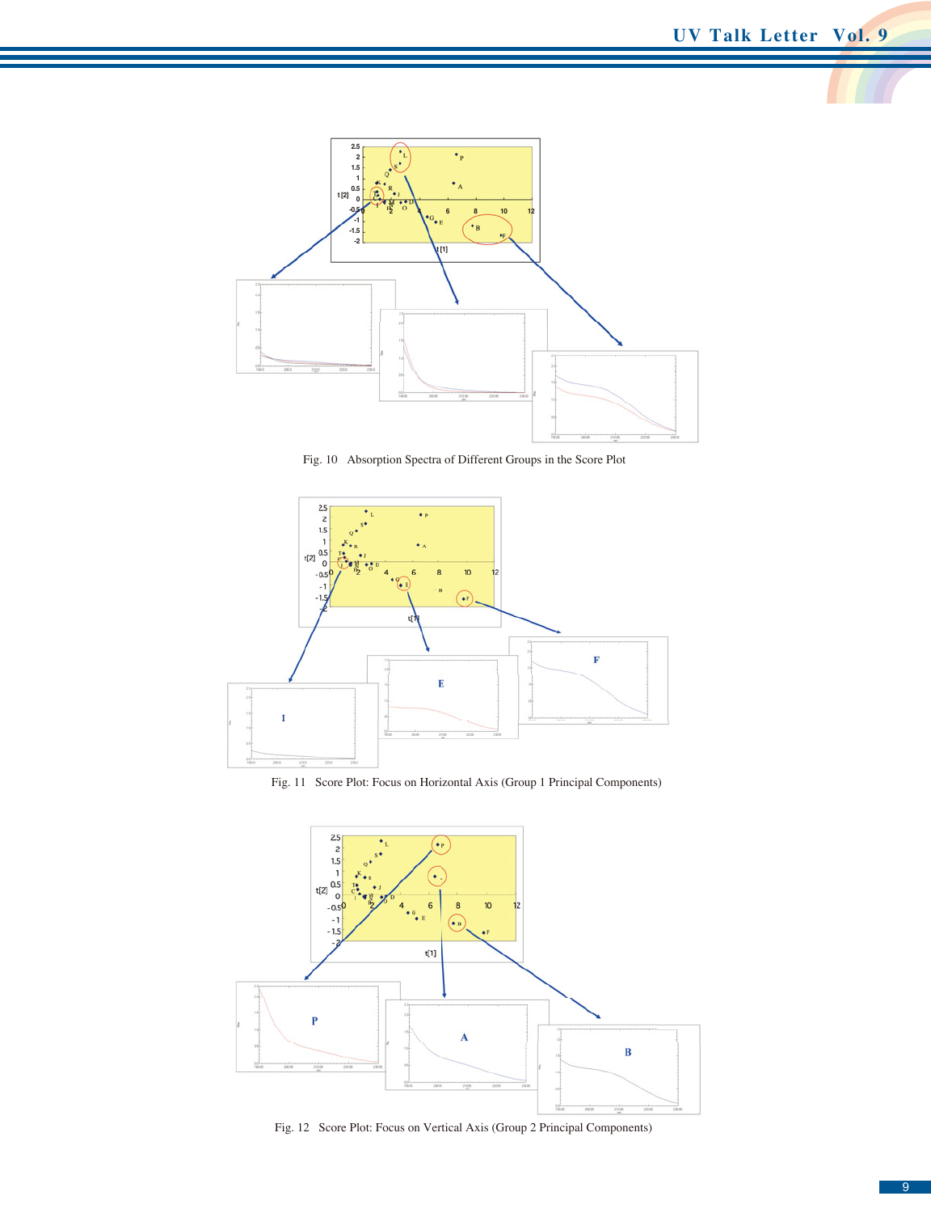Fig. 10 Absorption Spectra of Different Groups in the Score Plot

Fig. 11 Score Plot: Focus on Horizontal Axis (Group 1 Principal Components)

Fig. 12 Score Plot: Focus on Vertical Axis (Group 2 Principal Components)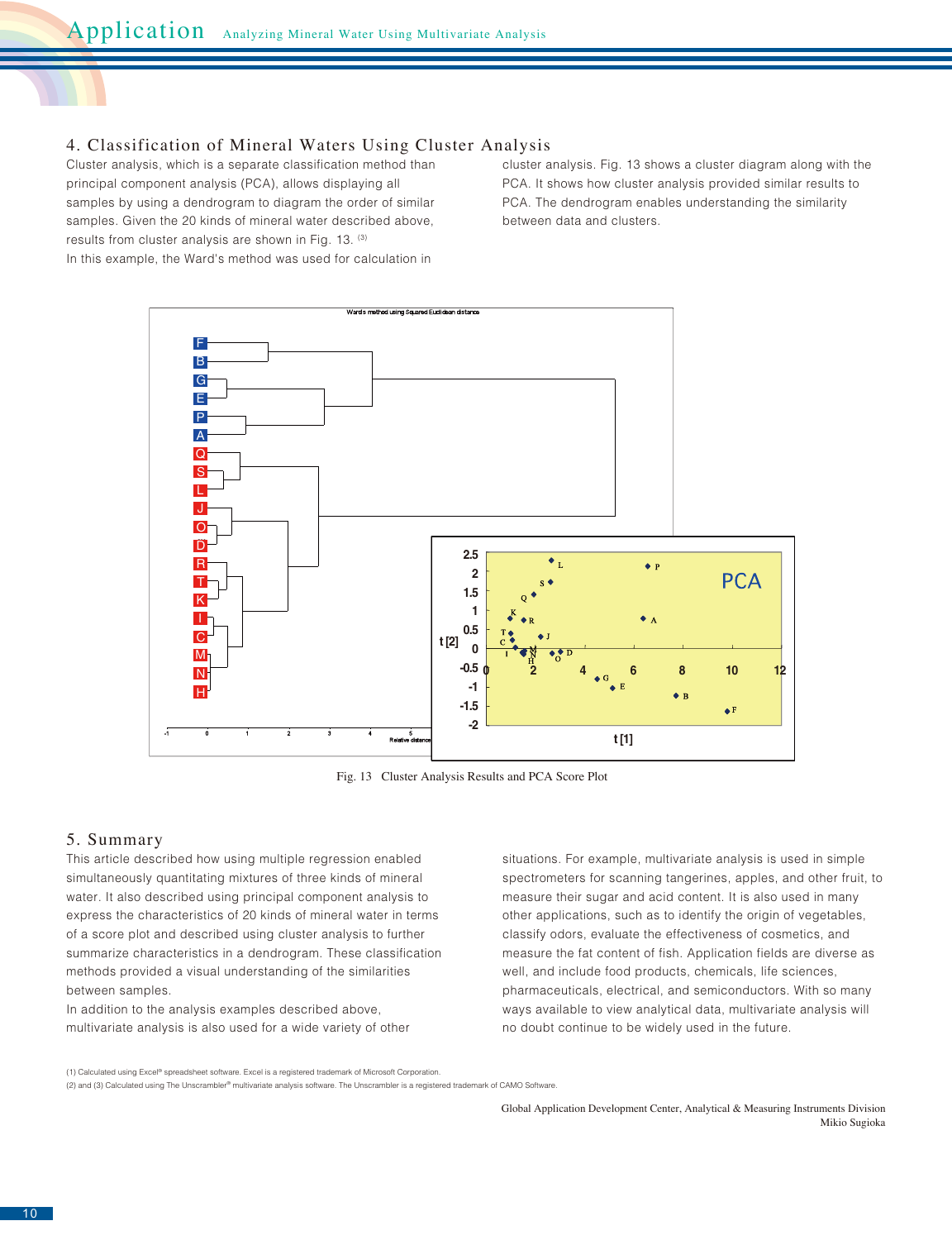## 4. Classification of Mineral Waters Using Cluster Analysis

Cluster analysis, which is a separate classification method than principal component analysis (PCA), allows displaying all samples by using a dendrogram to diagram the order of similar samples. Given the 20 kinds of mineral water described above, results from cluster analysis are shown in Fig. 13. (3)

In this example, the Ward's method was used for calculation in cluster analysis. Fig. 13 shows a cluster diagram along with the PCA. It shows how cluster analysis provided similar results to PCA. The dendrogram enables understanding the similarity between data and clusters.

Fig. 13 Cluster Analysis Results and PCA Score Plot

## 5. Summary

This article described how using multiple regression enabled simultaneously quantitating mixtures of three kinds of mineral water. It also described using principal component analysis to express the characteristics of 20 kinds of mineral water in terms of a score plot and described using cluster analysis to further summarize characteristics in a dendrogram. These classification methods provided a visual understanding of the similarities between samples.

In addition to the analysis examples described above, multivariate analysis is also used for a wide variety of other situations. For example, multivariate analysis is used in simple spectrometers for scanning tangerines, apples, and other fruit, to measure their sugar and acid content. It is also used in many other applications, such as to identify the origin of vegetables, classify odors, evaluate the effectiveness of cosmetics, and measure the fat content of fish. Application fields are diverse as well, and include food products, chemicals, life sciences, pharmaceuticals, electrical, and semiconductors. With so many ways available to view analytical data, multivariate analysis will no doubt continue to be widely used in the future.

(1) Calculated using Excel® spreadsheet software. Excel is a registered trademark of Microsoft Corporation.
(2) and (3) Calculated using The Unscrambler® multivariate analysis software. The Unscrambler is a registered trademark of CAMO Software.

Global Application Development Center, Analytical & Measuring Instruments Division
Mikio Sugioka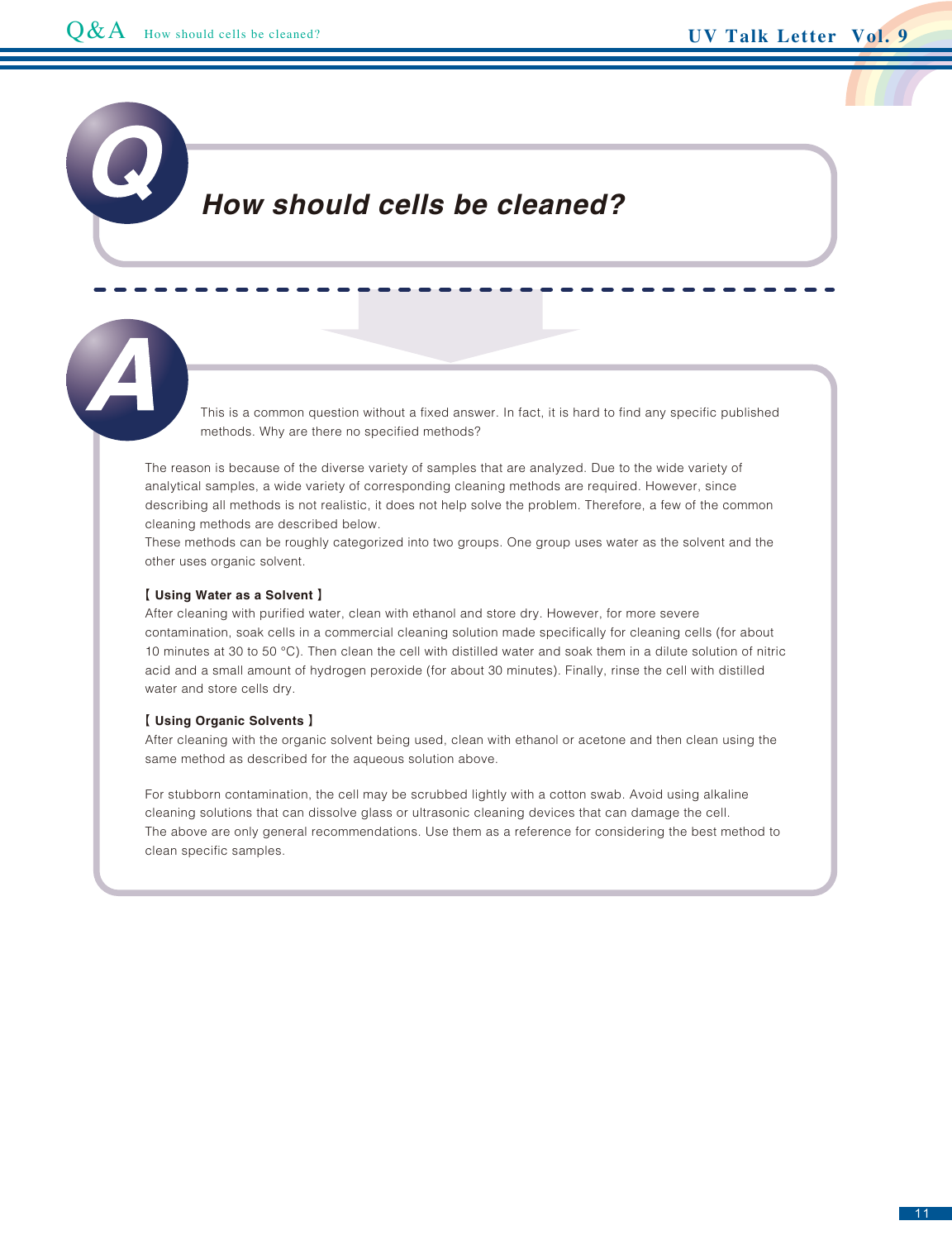# Q How should cells be cleaned?

## A

This is a common question without a fixed answer. In fact, it is hard to find any specific published methods. Why are there no specified methods?

The reason is because of the diverse variety of samples that are analyzed. Due to the wide variety of analytical samples, a wide variety of corresponding cleaning methods are required. However, since describing all methods is not realistic, it does not help solve the problem. Therefore, a few of the common cleaning methods are described below.
These methods can be roughly categorized into two groups. One group uses water as the solvent and the other uses organic solvent.

**【 Using Water as a Solvent 】**
After cleaning with purified water, clean with ethanol and store dry. However, for more severe contamination, soak cells in a commercial cleaning solution made specifically for cleaning cells (for about 10 minutes at 30 to 50 °C). Then clean the cell with distilled water and soak them in a dilute solution of nitric acid and a small amount of hydrogen peroxide (for about 30 minutes). Finally, rinse the cell with distilled water and store cells dry.

**【 Using Organic Solvents 】**
After cleaning with the organic solvent being used, clean with ethanol or acetone and then clean using the same method as described for the aqueous solution above.

For stubborn contamination, the cell may be scrubbed lightly with a cotton swab. Avoid using alkaline cleaning solutions that can dissolve glass or ultrasonic cleaning devices that can damage the cell.
The above are only general recommendations. Use them as a reference for considering the best method to clean specific samples.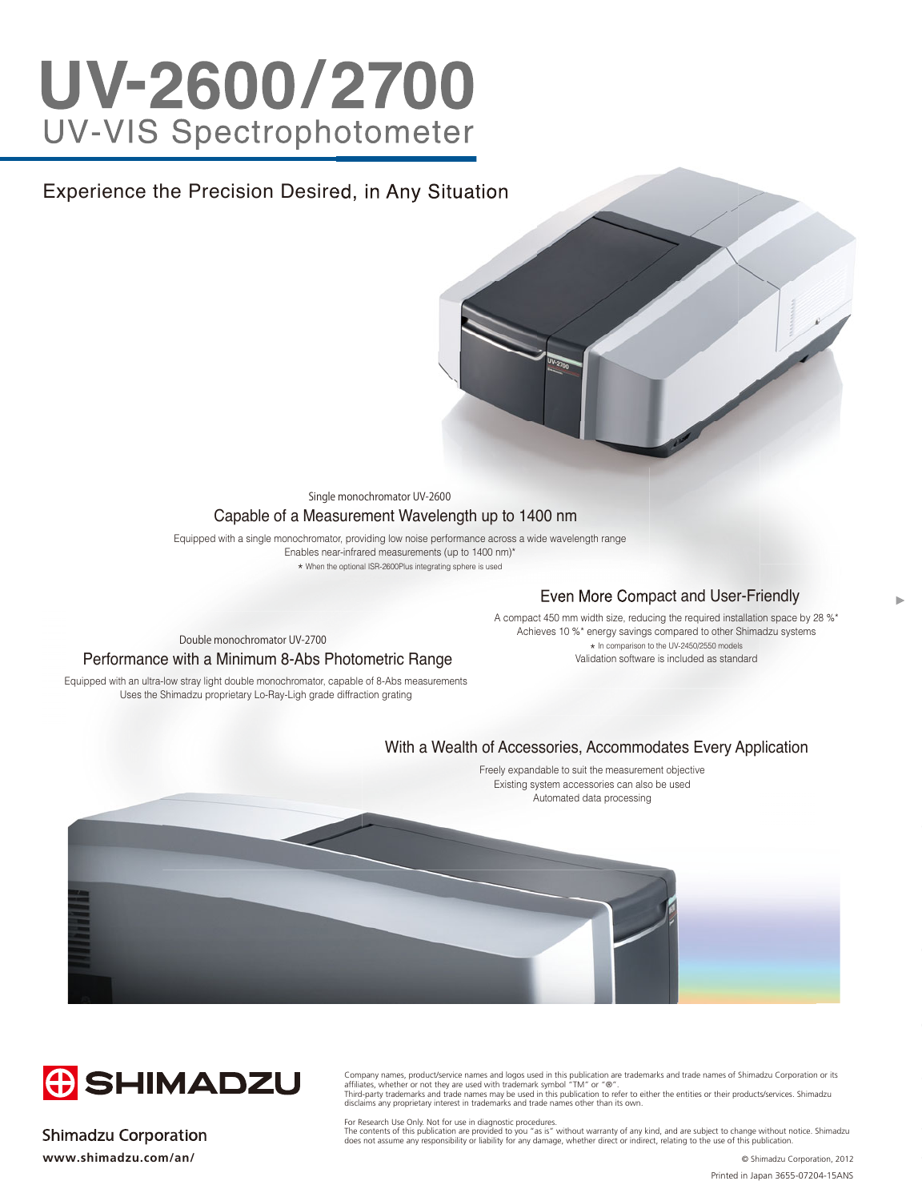# UV-2600/2700

## UV-VIS Spectrophotometer

Experience the Precision Desired, in Any Situation

Single monochromator UV-2600

### Capable of a Measurement Wavelength up to 1400 nm

Equipped with a single monochromator, providing low noise performance across a wide wavelength range
Enables near-infrared measurements (up to 1400 nm)*

* When the optional ISR-2600Plus integrating sphere is used

### Even More Compact and User-Friendly

A compact 450 mm width size, reducing the required installation space by 28 %*
Achieves 10 %* energy savings compared to other Shimadzu systems

* In comparison to the UV-2450/2550 models

Validation software is included as standard

Double monochromator UV-2700

### Performance with a Minimum 8-Abs Photometric Range

Equipped with an ultra-low stray light double monochromator, capable of 8-Abs measurements
Uses the Shimadzu proprietary Lo-Ray-Ligh grade diffraction grating

### With a Wealth of Accessories, Accommodates Every Application

Freely expandable to suit the measurement objective
Existing system accessories can also be used
Automated data processing

SHIMADZU

Shimadzu Corporation
www.shimadzu.com/an/

Company names, product/service names and logos used in this publication are trademarks and trade names of Shimadzu Corporation or its affiliates, whether or not they are used with trademark symbol "TM" or "®".
Third-party trademarks and trade names may be used in this publication to refer to either the entities or their products/services. Shimadzu disclaims any proprietary interest in trademarks and trade names other than its own.

For Research Use Only. Not for use in diagnostic procedures.
The contents of this publication are provided to you "as is" without warranty of any kind, and are subject to change without notice. Shimadzu does not assume any responsibility or liability for any damage, whether direct or indirect, relating to the use of this publication.

© Shimadzu Corporation, 2012

Printed in Japan 3655-07204-15ANS